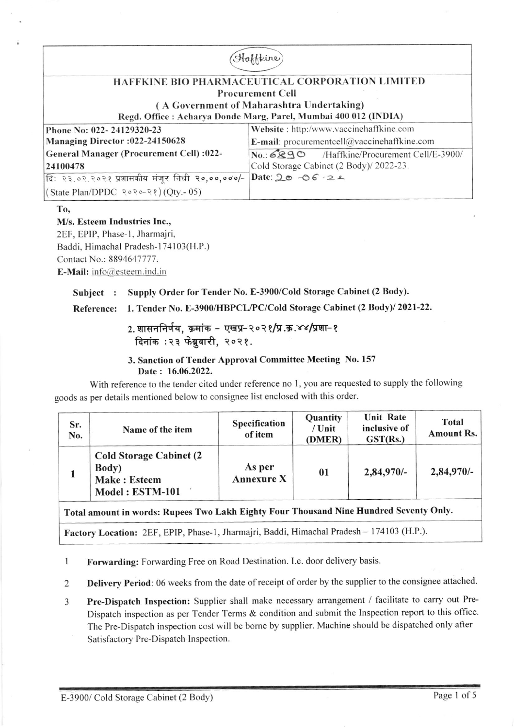Haffkine

## HAFFKINE BIO PHARMACEUTICAL CORPORATION LIMITED

**Procurement Cell**

**( A Government of Maharashtra Undertaking)**

**Regd. Office : Acharya Donde Marg, Parel, Mumbai 400 012 (INDIA)**

| | |
|---|---|
| **Phone No: 022- 24129320-23**<br>**Managing Director :022-24150628** | **Website** : http:/www.vaccinehaffkine.com<br>**E-mail**: procurementcell@vaccinehaffkine.com |
| **General Manager (Procurement Cell) :022-24100478** | No.: 6890 /Haffkine/Procurement Cell/E-3900/ Cold Storage Cabinet (2 Body)/ 2022-23. |
| दि: २३.०२.२०२१ प्रशासकीय मंजूर निधी २०,००,०००/- ( State Plan/DPDC २०२०-२१) (Qty.- 05) | Date: 20-06-22 |

**To,**

**M/s. Esteem Industries Inc.,**
2EF, EPIP, Phase-1, Jharmajri,
Baddi, Himachal Pradesh-174103(H.P.)
Contact No.: 8894647777.
**E-Mail:** info@esteem.ind.in

**Subject : Supply Order for Tender No. E-3900/Cold Storage Cabinet (2 Body).**

**Reference: 1. Tender No. E-3900/HBPCL/PC/Cold Storage Cabinet (2 Body)/ 2021-22.**

**2. शासननिर्णय, क्रमांक – एखप्र-२०२१/प्र.क्र.४४/प्रशा-१ दिनांक :२३ फेब्रुवारी, २०२१.**

**3. Sanction of Tender Approval Committee Meeting No. 157 Date : 16.06.2022.**

With reference to the tender cited under reference no 1, you are requested to supply the following goods as per details mentioned below to consignee list enclosed with this order.

| Sr. No. | Name of the item | Specification of item | Quantity / Unit (DMER) | Unit Rate inclusive of GST(Rs.) | Total Amount Rs. |
|---|---|---|---|---|---|
| 1 | **Cold Storage Cabinet (2 Body)**<br>**Make : Esteem**<br>**Model : ESTM-101** | **As per Annexure X** | **01** | **2,84,970/-** | **2,84,970/-** |
| **Total amount in words: Rupees Two Lakh Eighty Four Thousand Nine Hundred Seventy Only.** | | | | | |
| **Factory Location:** 2EF, EPIP, Phase-1, Jharmajri, Baddi, Himachal Pradesh – 174103 (H.P.). | | | | | |

1. **Forwarding:** Forwarding Free on Road Destination. I.e. door delivery basis.
2. **Delivery Period**: 06 weeks from the date of receipt of order by the supplier to the consignee attached.
3. **Pre-Dispatch Inspection:** Supplier shall make necessary arrangement / facilitate to carry out Pre-Dispatch inspection as per Tender Terms & condition and submit the Inspection report to this office. The Pre-Dispatch inspection cost will be borne by supplier. Machine should be dispatched only after Satisfactory Pre-Dispatch Inspection.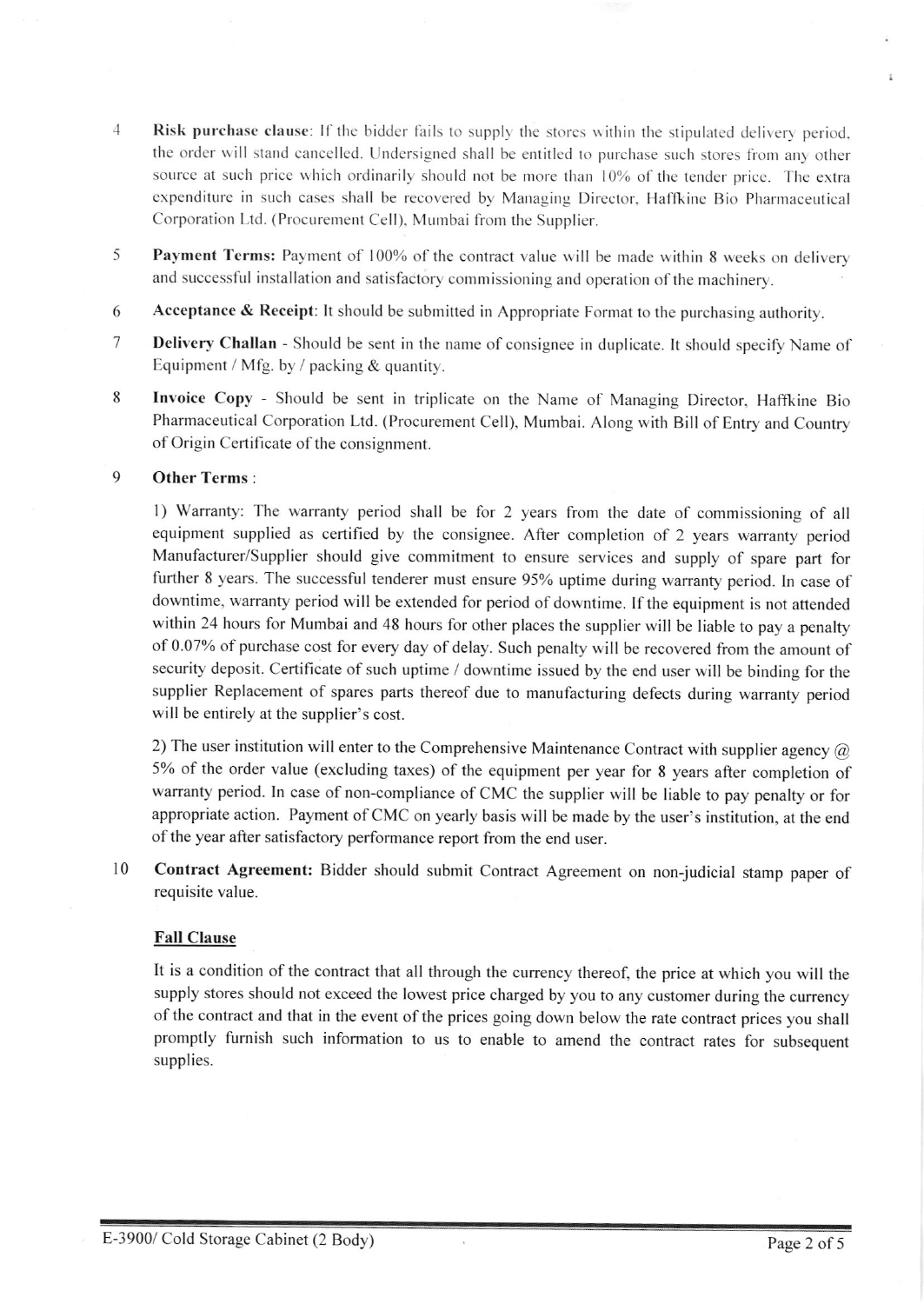4 **Risk purchase clause**: If the bidder fails to supply the stores within the stipulated delivery period, the order will stand cancelled. Undersigned shall be entitled to purchase such stores from any other source at such price which ordinarily should not be more than 10% of the tender price. The extra expenditure in such cases shall be recovered by Managing Director, Haffkine Bio Pharmaceutical Corporation Ltd. (Procurement Cell), Mumbai from the Supplier.

5 **Payment Terms:** Payment of 100% of the contract value will be made within 8 weeks on delivery and successful installation and satisfactory commissioning and operation of the machinery.

6 **Acceptance & Receipt**: It should be submitted in Appropriate Format to the purchasing authority.

7 **Delivery Challan** - Should be sent in the name of consignee in duplicate. It should specify Name of Equipment / Mfg. by / packing & quantity.

8 **Invoice Copy** - Should be sent in triplicate on the Name of Managing Director, Haffkine Bio Pharmaceutical Corporation Ltd. (Procurement Cell), Mumbai. Along with Bill of Entry and Country of Origin Certificate of the consignment.

9 **Other Terms** :

1) Warranty: The warranty period shall be for 2 years from the date of commissioning of all equipment supplied as certified by the consignee. After completion of 2 years warranty period Manufacturer/Supplier should give commitment to ensure services and supply of spare part for further 8 years. The successful tenderer must ensure 95% uptime during warranty period. In case of downtime, warranty period will be extended for period of downtime. If the equipment is not attended within 24 hours for Mumbai and 48 hours for other places the supplier will be liable to pay a penalty of 0.07% of purchase cost for every day of delay. Such penalty will be recovered from the amount of security deposit. Certificate of such uptime / downtime issued by the end user will be binding for the supplier Replacement of spares parts thereof due to manufacturing defects during warranty period will be entirely at the supplier's cost.

2) The user institution will enter to the Comprehensive Maintenance Contract with supplier agency @ 5% of the order value (excluding taxes) of the equipment per year for 8 years after completion of warranty period. In case of non-compliance of CMC the supplier will be liable to pay penalty or for appropriate action. Payment of CMC on yearly basis will be made by the user's institution, at the end of the year after satisfactory performance report from the end user.

10 **Contract Agreement:** Bidder should submit Contract Agreement on non-judicial stamp paper of requisite value.

**Fall Clause**

It is a condition of the contract that all through the currency thereof, the price at which you will the supply stores should not exceed the lowest price charged by you to any customer during the currency of the contract and that in the event of the prices going down below the rate contract prices you shall promptly furnish such information to us to enable to amend the contract rates for subsequent supplies.

E-3900/ Cold Storage Cabinet (2 Body)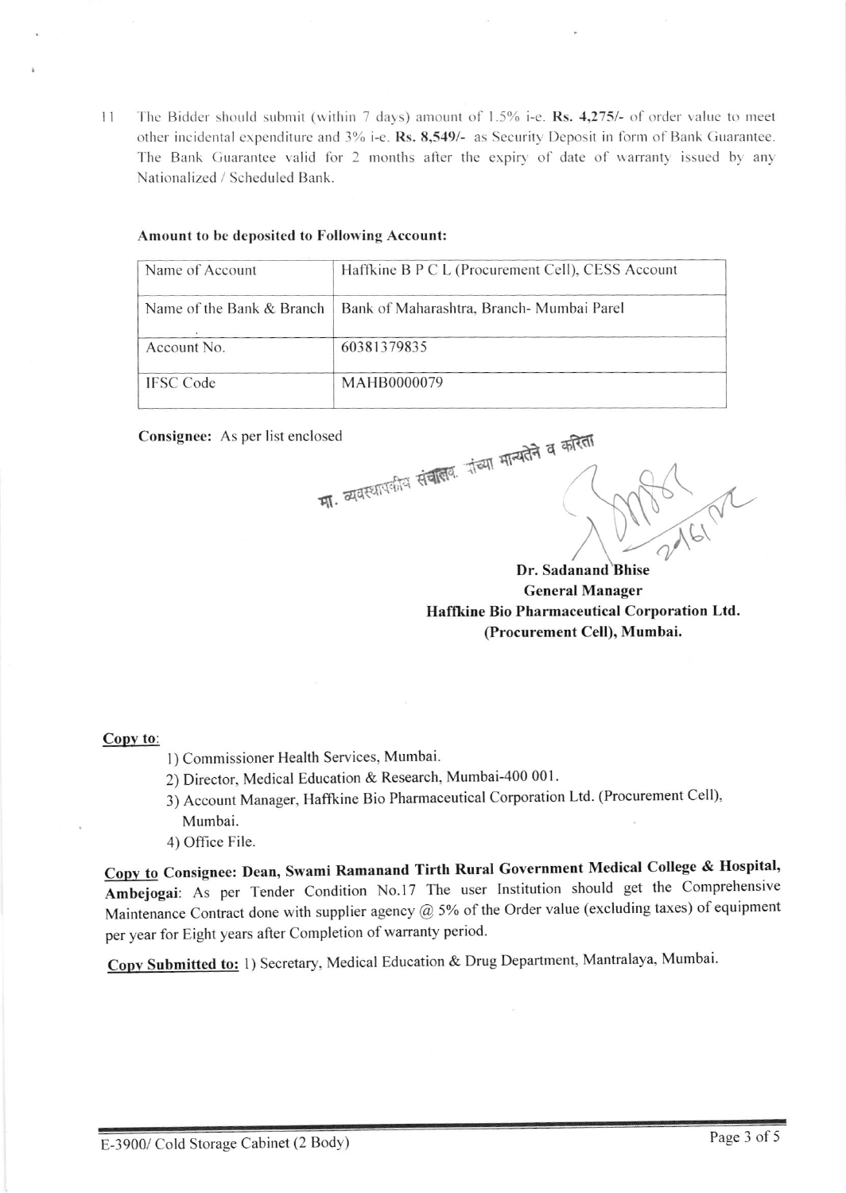11 The Bidder should submit (within 7 days) amount of 1.5% i-e. **Rs. 4,275/-** of order value to meet other incidental expenditure and 3% i-e. **Rs. 8,549/-** as Security Deposit in form of Bank Guarantee. The Bank Guarantee valid for 2 months after the expiry of date of warranty issued by any Nationalized / Scheduled Bank.

**Amount to be deposited to Following Account:**

| | |
|---|---|
| Name of Account | Haffkine B P C L (Procurement Cell), CESS Account |
| Name of the Bank & Branch | Bank of Maharashtra, Branch- Mumbai Parel |
| Account No. | 60381379835 |
| IFSC Code | MAHB0000079 |

**Consignee:** As per list enclosed

मा. व्यवस्थापकीय संचालक यांच्या मान्यतेने व करिता

**Dr. Sadanand Bhise**
**General Manager**
**Haffkine Bio Pharmaceutical Corporation Ltd.**
**(Procurement Cell), Mumbai.**

**Copy to**:

1) Commissioner Health Services, Mumbai.
2) Director, Medical Education & Research, Mumbai-400 001.
3) Account Manager, Haffkine Bio Pharmaceutical Corporation Ltd. (Procurement Cell), Mumbai.
4) Office File.

**Copy to Consignee: Dean, Swami Ramanand Tirth Rural Government Medical College & Hospital, Ambejogai**: As per Tender Condition No.17 The user Institution should get the Comprehensive Maintenance Contract done with supplier agency @ 5% of the Order value (excluding taxes) of equipment per year for Eight years after Completion of warranty period.

**Copy Submitted to:** 1) Secretary, Medical Education & Drug Department, Mantralaya, Mumbai.

E-3900/ Cold Storage Cabinet (2 Body)